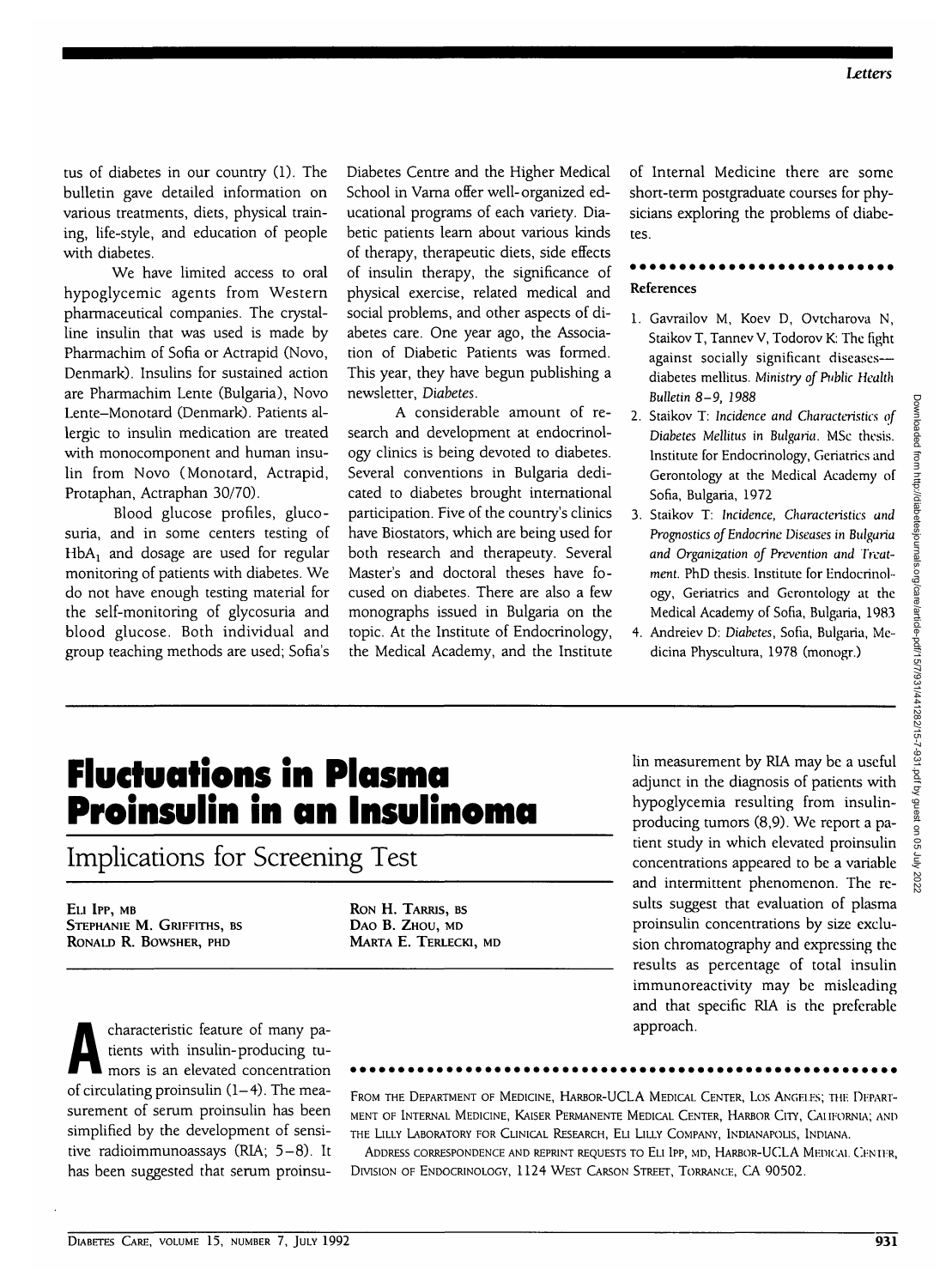tus of diabetes in our country (1). The bulletin gave detailed information on various treatments, diets, physical training, life-style, and education of people with diabetes.

We have limited access to oral hypoglycemic agents from Western pharmaceutical companies. The crystalline insulin that was used is made by Pharmachim of Sofia or Actrapid (Novo, Denmark). Insulins for sustained action are Pharmachim Lente (Bulgaria), Novo Lente–Monotard (Denmark). Patients allergic to insulin medication are treated with monocomponent and human insulin from Novo (Monotard, Actrapid, Protaphan, Actraphan 30/70).

Blood glucose profiles, glucosuria, and in some centers testing of $HbA_1$ and dosage are used for regular monitoring of patients with diabetes. We do not have enough testing material for the self-monitoring of glycosuria and blood glucose. Both individual and group teaching methods are used; Sofia's Diabetes Centre and the Higher Medical School in Varna offer well-organized educational programs of each variety. Diabetic patients learn about various kinds of therapy, therapeutic diets, side effects of insulin therapy, the significance of physical exercise, related medical and social problems, and other aspects of diabetes care. One year ago, the Association of Diabetic Patients was formed. This year, they have begun publishing a newsletter, *Diabetes*.

A considerable amount of research and development at endocrinology clinics is being devoted to diabetes. Several conventions in Bulgaria dedicated to diabetes brought international participation. Five of the country's clinics have Biostators, which are being used for both research and therapeuty. Several Master's and doctoral theses have focused on diabetes. There are also a few monographs issued in Bulgaria on the topic. At the Institute of Endocrinology, the Medical Academy, and the Institute of Internal Medicine there are some short-term postgraduate courses for physicians exploring the problems of diabetes.

### References

1. Gavrailov M, Koev D, Ovtcharova N, Staikov T, Tannev V, Todorov K: The fight against socially significant diseases—diabetes mellitus. *Ministry of Public Health Bulletin 8–9, 1988*
2. Staikov T: *Incidence and Characteristics of Diabetes Mellitus in Bulgaria*. MSc thesis. Institute for Endocrinology, Geriatrics and Gerontology at the Medical Academy of Sofia, Bulgaria, 1972
3. Staikov T: *Incidence, Characteristics and Prognostics of Endocrine Diseases in Bulgaria and Organization of Prevention and Treatment*. PhD thesis. Institute for Endocrinology, Geriatrics and Gerontology at the Medical Academy of Sofia, Bulgaria, 1983
4. Andreiev D: *Diabetes*, Sofia, Bulgaria, Medicina Physcultura, 1978 (monogr.)

# Fluctuations in Plasma Proinsulin in an Insulinoma

## Implications for Screening Test

ELI IPP, MB
STEPHANIE M. GRIFFITHS, BS
RONALD R. BOWSHER, PHD
RON H. TARRIS, BS
DAO B. ZHOU, MD
MARTA E. TERLECKI, MD

A characteristic feature of many patients with insulin-producing tumors is an elevated concentration of circulating proinsulin (1–4). The measurement of serum proinsulin has been simplified by the development of sensitive radioimmunoassays (RIA; 5–8). It has been suggested that serum proinsulin measurement by RIA may be a useful adjunct in the diagnosis of patients with hypoglycemia resulting from insulin-producing tumors (8,9). We report a patient study in which elevated proinsulin concentrations appeared to be a variable and intermittent phenomenon. The results suggest that evaluation of plasma proinsulin concentrations by size exclusion chromatography and expressing the results as percentage of total insulin immunoreactivity may be misleading and that specific RIA is the preferable approach.

FROM THE DEPARTMENT OF MEDICINE, HARBOR-UCLA MEDICAL CENTER, LOS ANGELES; THE DEPARTMENT OF INTERNAL MEDICINE, KAISER PERMANENTE MEDICAL CENTER, HARBOR CITY, CALIFORNIA; AND THE LILLY LABORATORY FOR CLINICAL RESEARCH, ELI LILLY COMPANY, INDIANAPOLIS, INDIANA.

ADDRESS CORRESPONDENCE AND REPRINT REQUESTS TO ELI IPP, MD, HARBOR-UCLA MEDICAL CENTER, DIVISION OF ENDOCRINOLOGY, 1124 WEST CARSON STREET, TORRANCE, CA 90502.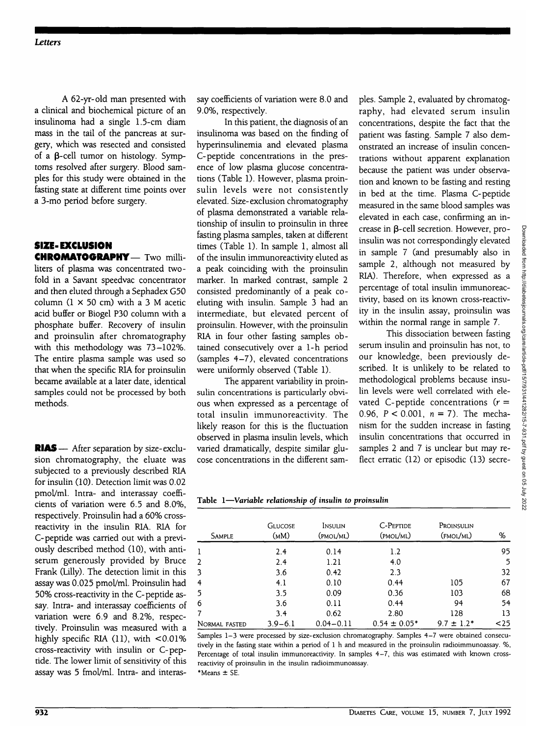A 62-yr-old man presented with a clinical and biochemical picture of an insulinoma had a single 1.5-cm diam mass in the tail of the pancreas at surgery, which was resected and consisted of a β-cell tumor on histology. Symptoms resolved after surgery. Blood samples for this study were obtained in the fasting state at different time points over a 3-mo period before surgery.

## SIZE-EXCLUSION CHROMATOGRAPHY

Two milliliters of plasma was concentrated twofold in a Savant speedvac concentrator and then eluted through a Sephadex G50 column (1 × 50 cm) with a 3 M acetic acid buffer or Biogel P30 column with a phosphate buffer. Recovery of insulin and proinsulin after chromatography with this methodology was 73–102%. The entire plasma sample was used so that when the specific RIA for proinsulin became available at a later date, identical samples could not be processed by both methods.

## RIAS

After separation by size-exclusion chromatography, the eluate was subjected to a previously described RIA for insulin (10). Detection limit was 0.02 pmol/ml. Intra- and interassay coefficients of variation were 6.5 and 8.0%, respectively. Proinsulin had a 60% cross-reactivity in the insulin RIA. RIA for C-peptide was carried out with a previously described method (10), with antiserum generously provided by Bruce Frank (Lilly). The detection limit in this assay was 0.025 pmol/ml. Proinsulin had 50% cross-reactivity in the C-peptide assay. Intra- and interassay coefficients of variation were 6.9 and 8.2%, respectively. Proinsulin was measured with a highly specific RIA (11), with <0.01% cross-reactivity with insulin or C-peptide. The lower limit of sensitivity of this assay was 5 fmol/ml. Intra- and interassay coefficients of variation were 8.0 and 9.0%, respectively.

In this patient, the diagnosis of an insulinoma was based on the finding of hyperinsulinemia and elevated plasma C-peptide concentrations in the presence of low plasma glucose concentrations (Table 1). However, plasma proinsulin levels were not consistently elevated. Size-exclusion chromatography of plasma demonstrated a variable relationship of insulin to proinsulin in three fasting plasma samples, taken at different times (Table 1). In sample 1, almost all of the insulin immunoreactivity eluted as a peak coinciding with the proinsulin marker. In marked contrast, sample 2 consisted predominantly of a peak coeluting with insulin. Sample 3 had an intermediate, but elevated percent of proinsulin. However, with the proinsulin RIA in four other fasting samples obtained consecutively over a 1-h period (samples 4–7), elevated concentrations were uniformly observed (Table 1).

The apparent variability in proinsulin concentrations is particularly obvious when expressed as a percentage of total insulin immunoreactivity. The likely reason for this is the fluctuation observed in plasma insulin levels, which varied dramatically, despite similar glucose concentrations in the different samples. Sample 2, evaluated by chromatography, had elevated serum insulin concentrations, despite the fact that the patient was fasting. Sample 7 also demonstrated an increase of insulin concentrations without apparent explanation because the patient was under observation and known to be fasting and resting in bed at the time. Plasma C-peptide measured in the same blood samples was elevated in each case, confirming an increase in β-cell secretion. However, proinsulin was not correspondingly elevated in sample 7 (and presumably also in sample 2, although not measured by RIA). Therefore, when expressed as a percentage of total insulin immunoreactivity, based on its known cross-reactivity in the insulin assay, proinsulin was within the normal range in sample 7.

This dissociation between fasting serum insulin and proinsulin has not, to our knowledge, been previously described. It is unlikely to be related to methodological problems because insulin levels were well correlated with elevated C-peptide concentrations ($r = 0.96$, $P < 0.001$, $n = 7$). The mechanism for the sudden increase in fasting insulin concentrations that occurred in samples 2 and 7 is unclear but may reflect erratic (12) or episodic (13) secre-

**Table 1**—*Variable relationship of insulin to proinsulin*

| Sample | Glucose (mM) | Insulin (pmol/ml) | C-Peptide (pmol/ml) | Proinsulin (fmol/ml) | % |
|---|---|---|---|---|---|
| 1 | 2.4 | 0.14 | 1.2 | | 95 |
| 2 | 2.4 | 1.21 | 4.0 | | 5 |
| 3 | 3.6 | 0.42 | 2.3 | | 32 |
| 4 | 4.1 | 0.10 | 0.44 | 105 | 67 |
| 5 | 3.5 | 0.09 | 0.36 | 103 | 68 |
| 6 | 3.6 | 0.11 | 0.44 | 94 | 54 |
| 7 | 3.4 | 0.62 | 2.80 | 128 | 13 |
| Normal fasted | 3.9–6.1 | 0.04–0.11 | 0.54 ± 0.05* | 9.7 ± 1.2* | <25 |

Samples 1–3 were processed by size-exclusion chromatography. Samples 4–7 were obtained consecutively in the fasting state within a period of 1 h and measured in the proinsulin radioimmunoassay. %, Percentage of total insulin immunoreactivity. In samples 4–7, this was estimated with known cross-reactivity of proinsulin in the insulin radioimmunoassay.

*Means ± SE.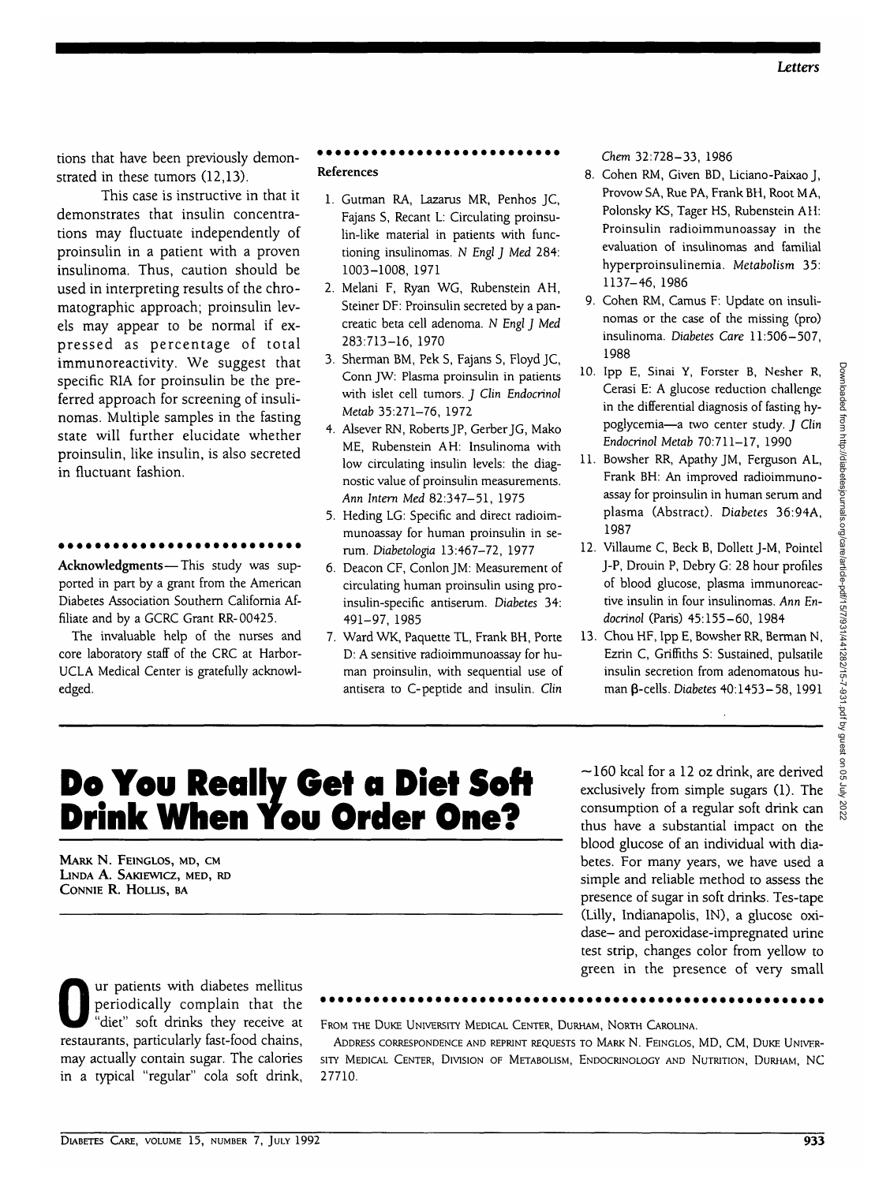tions that have been previously demonstrated in these tumors (12,13).

This case is instructive in that it demonstrates that insulin concentrations may fluctuate independently of proinsulin in a patient with a proven insulinoma. Thus, caution should be used in interpreting results of the chromatographic approach; proinsulin levels may appear to be normal if expressed as percentage of total immunoreactivity. We suggest that specific RIA for proinsulin be the preferred approach for screening of insulinomas. Multiple samples in the fasting state will further elucidate whether proinsulin, like insulin, is also secreted in fluctuant fashion.

**Acknowledgments**— This study was supported in part by a grant from the American Diabetes Association Southern California Affiliate and by a GCRC Grant RR-00425.

The invaluable help of the nurses and core laboratory staff of the CRC at Harbor-UCLA Medical Center is gratefully acknowledged.

### References

1. Gutman RA, Lazarus MR, Penhos JC, Fajans S, Recant L: Circulating proinsulin-like material in patients with functioning insulinomas. *N Engl J Med* 284:1003–1008, 1971
2. Melani F, Ryan WG, Rubenstein AH, Steiner DF: Proinsulin secreted by a pancreatic beta cell adenoma. *N Engl J Med* 283:713–16, 1970
3. Sherman BM, Pek S, Fajans S, Floyd JC, Conn JW: Plasma proinsulin in patients with islet cell tumors. *J Clin Endocrinol Metab* 35:271–76, 1972
4. Alsever RN, Roberts JP, Gerber JG, Mako ME, Rubenstein AH: Insulinoma with low circulating insulin levels: the diagnostic value of proinsulin measurements. *Ann Intern Med* 82:347–51, 1975
5. Heding LG: Specific and direct radioimmunoassay for human proinsulin in serum. *Diabetologia* 13:467–72, 1977
6. Deacon CF, Conlon JM: Measurement of circulating human proinsulin using pro-insulin-specific antiserum. *Diabetes* 34:491–97, 1985
7. Ward WK, Paquette TL, Frank BH, Porte D: A sensitive radioimmunoassay for human proinsulin, with sequential use of antisera to C-peptide and insulin. *Clin Chem* 32:728–33, 1986
8. Cohen RM, Given BD, Liciano-Paixao J, Provow SA, Rue PA, Frank BH, Root MA, Polonsky KS, Tager HS, Rubenstein AH: Proinsulin radioimmunoassay in the evaluation of insulinomas and familial hyperproinsulinemia. *Metabolism* 35:1137–46, 1986
9. Cohen RM, Camus F: Update on insulinomas or the case of the missing (pro) insulinoma. *Diabetes Care* 11:506–507, 1988
10. Ipp E, Sinai Y, Forster B, Nesher R, Cerasi E: A glucose reduction challenge in the differential diagnosis of fasting hypoglycemia—a two center study. *J Clin Endocrinol Metab* 70:711–17, 1990
11. Bowsher RR, Apathy JM, Ferguson AL, Frank BH: An improved radioimmunoassay for proinsulin in human serum and plasma (Abstract). *Diabetes* 36:94A, 1987
12. Villaume C, Beck B, Dollett J-M, Pointel J-P, Drouin P, Debry G: 28 hour profiles of blood glucose, plasma immunoreactive insulin in four insulinomas. *Ann Endocrinol* (Paris) 45:155–60, 1984
13. Chou HF, Ipp E, Bowsher RR, Berman N, Ezrin C, Griffiths S: Sustained, pulsatile insulin secretion from adenomatous human β-cells. *Diabetes* 40:1453–58, 1991

# Do You Really Get a Diet Soft Drink When You Order One?

MARK N. FEINGLOS, MD, CM
LINDA A. SAKIEWICZ, MED, RD
CONNIE R. HOLLIS, BA

Our patients with diabetes mellitus periodically complain that the "diet" soft drinks they receive at restaurants, particularly fast-food chains, may actually contain sugar. The calories in a typical "regular" cola soft drink, ~160 kcal for a 12 oz drink, are derived exclusively from simple sugars (1). The consumption of a regular soft drink can thus have a substantial impact on the blood glucose of an individual with diabetes. For many years, we have used a simple and reliable method to assess the presence of sugar in soft drinks. Tes-tape (Lilly, Indianapolis, IN), a glucose oxidase– and peroxidase-impregnated urine test strip, changes color from yellow to green in the presence of very small

FROM THE DUKE UNIVERSITY MEDICAL CENTER, DURHAM, NORTH CAROLINA.

ADDRESS CORRESPONDENCE AND REPRINT REQUESTS TO MARK N. FEINGLOS, MD, CM, DUKE UNIVERSITY MEDICAL CENTER, DIVISION OF METABOLISM, ENDOCRINOLOGY AND NUTRITION, DURHAM, NC 27710.